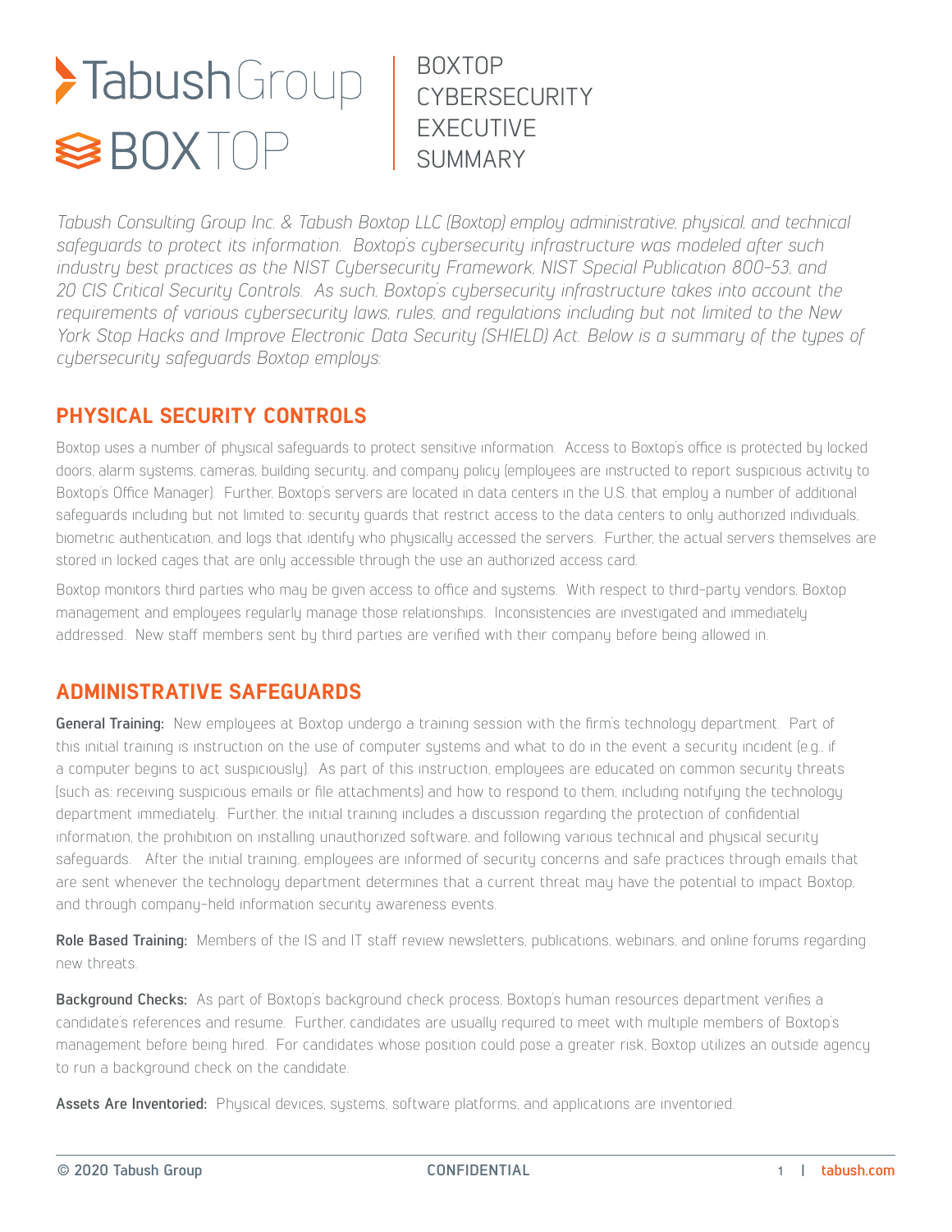# BOXTOP CYBERSECURITY EXECUTIVE SUMMARY

*Tabush Consulting Group Inc. & Tabush Boxtop LLC (Boxtop) employ administrative, physical, and technical safeguards to protect its information. Boxtop's cybersecurity infrastructure was modeled after such industry best practices as the NIST Cybersecurity Framework, NIST Special Publication 800-53, and 20 CIS Critical Security Controls. As such, Boxtop's cybersecurity infrastructure takes into account the requirements of various cybersecurity laws, rules, and regulations including but not limited to the New York Stop Hacks and Improve Electronic Data Security (SHIELD) Act. Below is a summary of the types of cybersecurity safeguards Boxtop employs:*

## PHYSICAL SECURITY CONTROLS

Boxtop uses a number of physical safeguards to protect sensitive information. Access to Boxtop's office is protected by locked doors, alarm systems, cameras, building security, and company policy (employees are instructed to report suspicious activity to Boxtop's Office Manager). Further, Boxtop's servers are located in data centers in the U.S. that employ a number of additional safeguards including but not limited to: security guards that restrict access to the data centers to only authorized individuals, biometric authentication, and logs that identify who physically accessed the servers. Further, the actual servers themselves are stored in locked cages that are only accessible through the use an authorized access card.

Boxtop monitors third parties who may be given access to office and systems. With respect to third-party vendors, Boxtop management and employees regularly manage those relationships. Inconsistencies are investigated and immediately addressed. New staff members sent by third parties are verified with their company before being allowed in.

## ADMINISTRATIVE SAFEGUARDS

**General Training:** New employees at Boxtop undergo a training session with the firm's technology department. Part of this initial training is instruction on the use of computer systems and what to do in the event a security incident (e.g., if a computer begins to act suspiciously). As part of this instruction, employees are educated on common security threats (such as: receiving suspicious emails or file attachments) and how to respond to them, including notifying the technology department immediately. Further, the initial training includes a discussion regarding the protection of confidential information, the prohibition on installing unauthorized software, and following various technical and physical security safeguards. After the initial training, employees are informed of security concerns and safe practices through emails that are sent whenever the technology department determines that a current threat may have the potential to impact Boxtop, and through company-held information security awareness events.

**Role Based Training:** Members of the IS and IT staff review newsletters, publications, webinars, and online forums regarding new threats.

**Background Checks:** As part of Boxtop's background check process, Boxtop's human resources department verifies a candidate's references and resume. Further, candidates are usually required to meet with multiple members of Boxtop's management before being hired. For candidates whose position could pose a greater risk, Boxtop utilizes an outside agency to run a background check on the candidate.

**Assets Are Inventoried:** Physical devices, systems, software platforms, and applications are inventoried.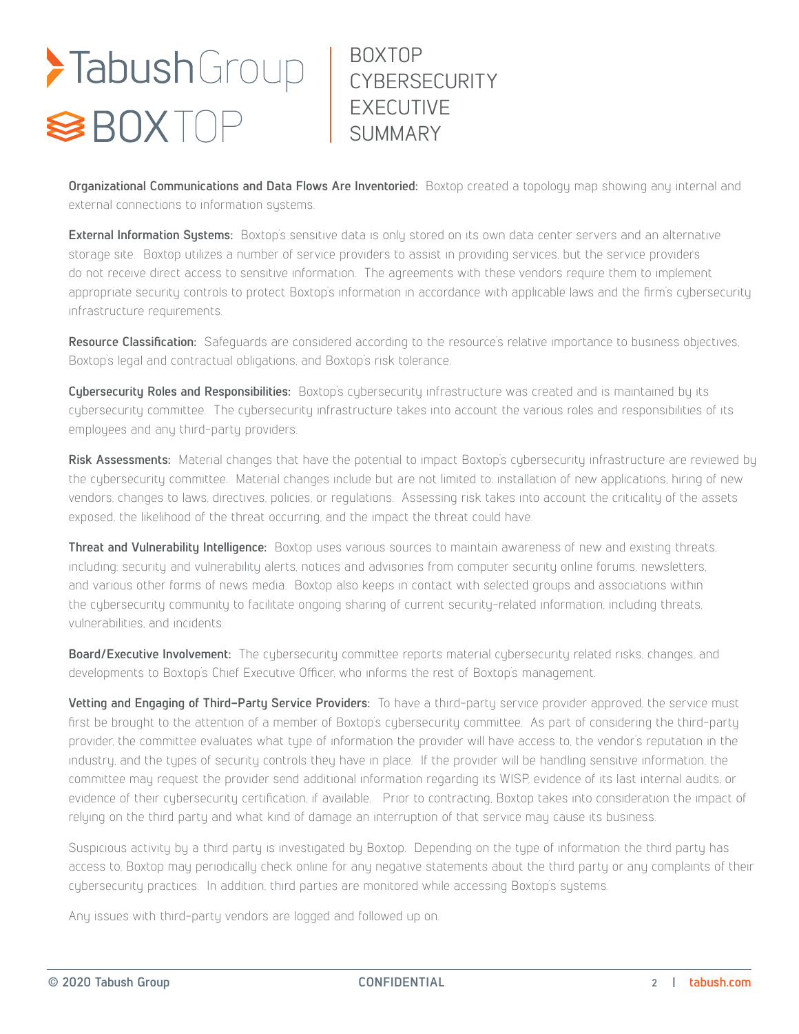**Organizational Communications and Data Flows Are Inventoried:** Boxtop created a topology map showing any internal and external connections to information systems.

**External Information Systems:** Boxtop's sensitive data is only stored on its own data center servers and an alternative storage site. Boxtop utilizes a number of service providers to assist in providing services, but the service providers do not receive direct access to sensitive information. The agreements with these vendors require them to implement appropriate security controls to protect Boxtop's information in accordance with applicable laws and the firm's cybersecurity infrastructure requirements.

**Resource Classification:** Safeguards are considered according to the resource's relative importance to business objectives, Boxtop's legal and contractual obligations, and Boxtop's risk tolerance.

**Cybersecurity Roles and Responsibilities:** Boxtop's cybersecurity infrastructure was created and is maintained by its cybersecurity committee. The cybersecurity infrastructure takes into account the various roles and responsibilities of its employees and any third-party providers.

**Risk Assessments:** Material changes that have the potential to impact Boxtop's cybersecurity infrastructure are reviewed by the cybersecurity committee. Material changes include but are not limited to: installation of new applications, hiring of new vendors, changes to laws, directives, policies, or regulations. Assessing risk takes into account the criticality of the assets exposed, the likelihood of the threat occurring, and the impact the threat could have.

**Threat and Vulnerability Intelligence:** Boxtop uses various sources to maintain awareness of new and existing threats, including: security and vulnerability alerts, notices and advisories from computer security online forums, newsletters, and various other forms of news media. Boxtop also keeps in contact with selected groups and associations within the cybersecurity community to facilitate ongoing sharing of current security-related information, including threats, vulnerabilities, and incidents.

**Board/Executive Involvement:** The cybersecurity committee reports material cybersecurity related risks, changes, and developments to Boxtop's Chief Executive Officer, who informs the rest of Boxtop's management.

**Vetting and Engaging of Third-Party Service Providers:** To have a third-party service provider approved, the service must first be brought to the attention of a member of Boxtop's cybersecurity committee. As part of considering the third-party provider, the committee evaluates what type of information the provider will have access to, the vendor's reputation in the industry, and the types of security controls they have in place. If the provider will be handling sensitive information, the committee may request the provider send additional information regarding its WISP, evidence of its last internal audits, or evidence of their cybersecurity certification, if available. Prior to contracting, Boxtop takes into consideration the impact of relying on the third party and what kind of damage an interruption of that service may cause its business.

Suspicious activity by a third party is investigated by Boxtop. Depending on the type of information the third party has access to, Boxtop may periodically check online for any negative statements about the third party or any complaints of their cybersecurity practices. In addition, third parties are monitored while accessing Boxtop's systems.

Any issues with third-party vendors are logged and followed up on.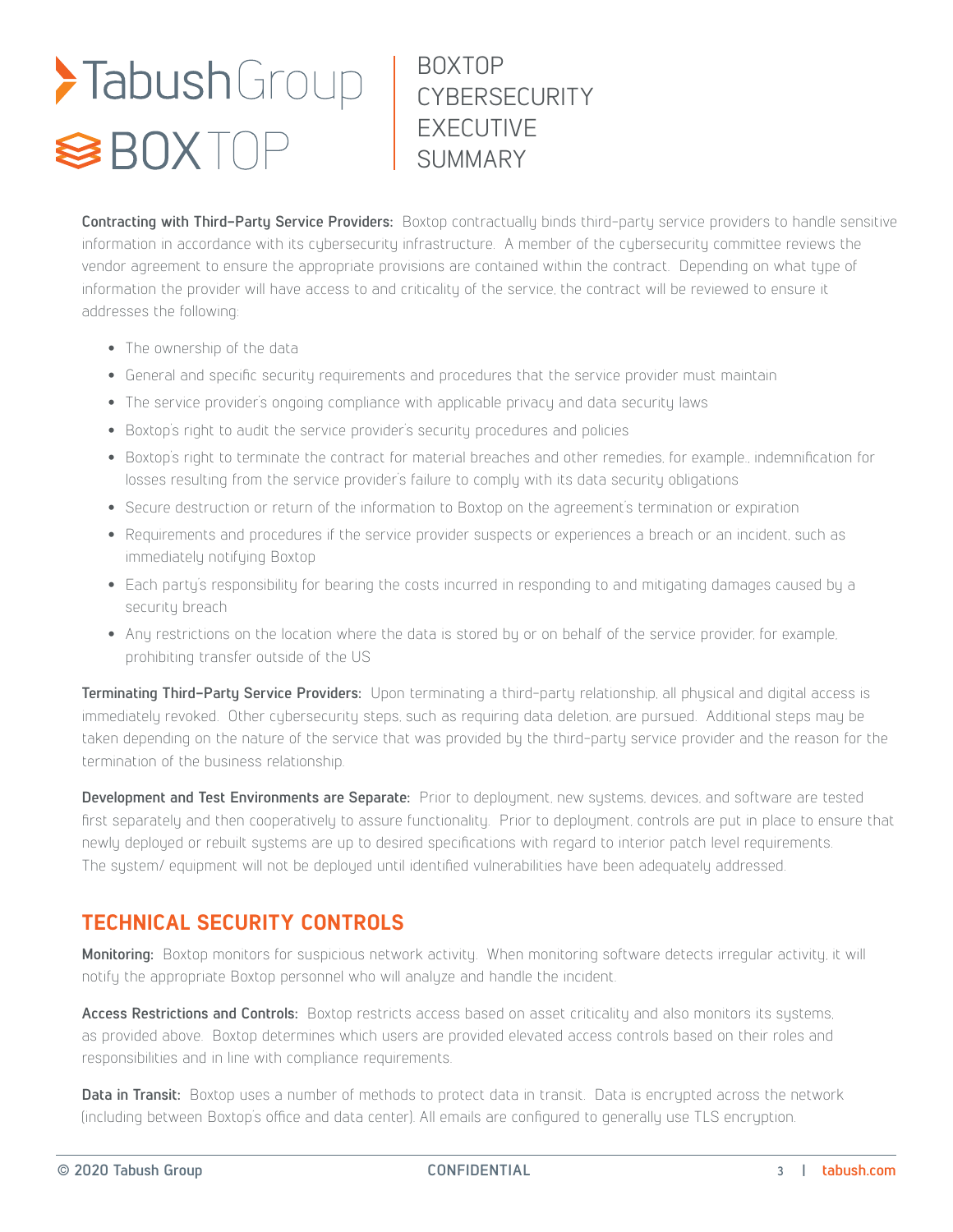**Contracting with Third-Party Service Providers:** Boxtop contractually binds third-party service providers to handle sensitive information in accordance with its cybersecurity infrastructure. A member of the cybersecurity committee reviews the vendor agreement to ensure the appropriate provisions are contained within the contract. Depending on what type of information the provider will have access to and criticality of the service, the contract will be reviewed to ensure it addresses the following:

- The ownership of the data
- General and specific security requirements and procedures that the service provider must maintain
- The service provider's ongoing compliance with applicable privacy and data security laws
- Boxtop's right to audit the service provider's security procedures and policies
- Boxtop's right to terminate the contract for material breaches and other remedies, for example., indemnification for losses resulting from the service provider's failure to comply with its data security obligations
- Secure destruction or return of the information to Boxtop on the agreement's termination or expiration
- Requirements and procedures if the service provider suspects or experiences a breach or an incident, such as immediately notifying Boxtop
- Each party's responsibility for bearing the costs incurred in responding to and mitigating damages caused by a security breach
- Any restrictions on the location where the data is stored by or on behalf of the service provider, for example, prohibiting transfer outside of the US

**Terminating Third-Party Service Providers:** Upon terminating a third-party relationship, all physical and digital access is immediately revoked. Other cybersecurity steps, such as requiring data deletion, are pursued. Additional steps may be taken depending on the nature of the service that was provided by the third-party service provider and the reason for the termination of the business relationship.

**Development and Test Environments are Separate:** Prior to deployment, new systems, devices, and software are tested first separately and then cooperatively to assure functionality. Prior to deployment, controls are put in place to ensure that newly deployed or rebuilt systems are up to desired specifications with regard to interior patch level requirements. The system/ equipment will not be deployed until identified vulnerabilities have been adequately addressed.

## TECHNICAL SECURITY CONTROLS

**Monitoring:** Boxtop monitors for suspicious network activity. When monitoring software detects irregular activity, it will notify the appropriate Boxtop personnel who will analyze and handle the incident.

**Access Restrictions and Controls:** Boxtop restricts access based on asset criticality and also monitors its systems, as provided above. Boxtop determines which users are provided elevated access controls based on their roles and responsibilities and in line with compliance requirements.

**Data in Transit:** Boxtop uses a number of methods to protect data in transit. Data is encrypted across the network (including between Boxtop's office and data center). All emails are configured to generally use TLS encryption.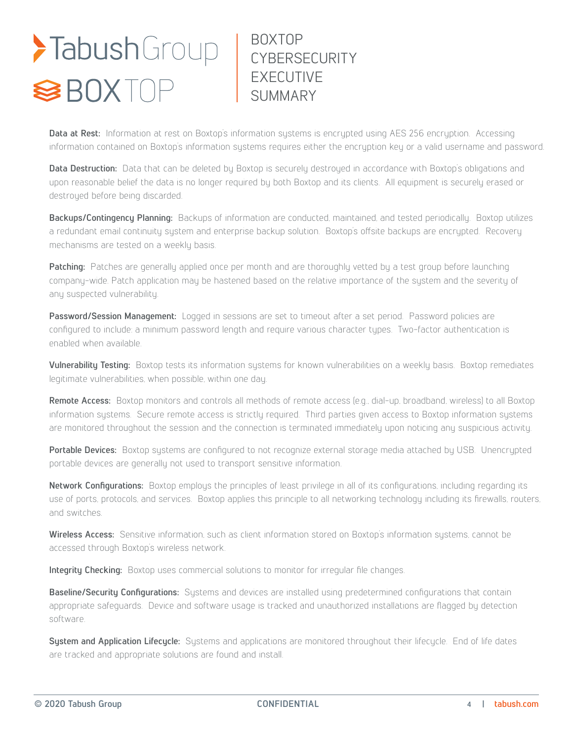**Data at Rest:** Information at rest on Boxtop's information systems is encrypted using AES 256 encryption. Accessing information contained on Boxtop's information systems requires either the encryption key or a valid username and password.

**Data Destruction:** Data that can be deleted by Boxtop is securely destroyed in accordance with Boxtop's obligations and upon reasonable belief the data is no longer required by both Boxtop and its clients. All equipment is securely erased or destroyed before being discarded.

**Backups/Contingency Planning:** Backups of information are conducted, maintained, and tested periodically. Boxtop utilizes a redundant email continuity system and enterprise backup solution. Boxtop's offsite backups are encrypted. Recovery mechanisms are tested on a weekly basis.

**Patching:** Patches are generally applied once per month and are thoroughly vetted by a test group before launching company-wide. Patch application may be hastened based on the relative importance of the system and the severity of any suspected vulnerability.

**Password/Session Management:** Logged in sessions are set to timeout after a set period. Password policies are configured to include: a minimum password length and require various character types. Two-factor authentication is enabled when available.

**Vulnerability Testing:** Boxtop tests its information systems for known vulnerabilities on a weekly basis. Boxtop remediates legitimate vulnerabilities, when possible, within one day.

**Remote Access:** Boxtop monitors and controls all methods of remote access (e.g., dial-up, broadband, wireless) to all Boxtop information systems. Secure remote access is strictly required. Third parties given access to Boxtop information systems are monitored throughout the session and the connection is terminated immediately upon noticing any suspicious activity.

**Portable Devices:** Boxtop systems are configured to not recognize external storage media attached by USB. Unencrypted portable devices are generally not used to transport sensitive information.

**Network Configurations:** Boxtop employs the principles of least privilege in all of its configurations, including regarding its use of ports, protocols, and services. Boxtop applies this principle to all networking technology including its firewalls, routers, and switches.

**Wireless Access:** Sensitive information, such as client information stored on Boxtop's information systems, cannot be accessed through Boxtop's wireless network.

**Integrity Checking:** Boxtop uses commercial solutions to monitor for irregular file changes.

**Baseline/Security Configurations:** Systems and devices are installed using predetermined configurations that contain appropriate safeguards. Device and software usage is tracked and unauthorized installations are flagged by detection software.

**System and Application Lifecycle:** Systems and applications are monitored throughout their lifecycle. End of life dates are tracked and appropriate solutions are found and install.